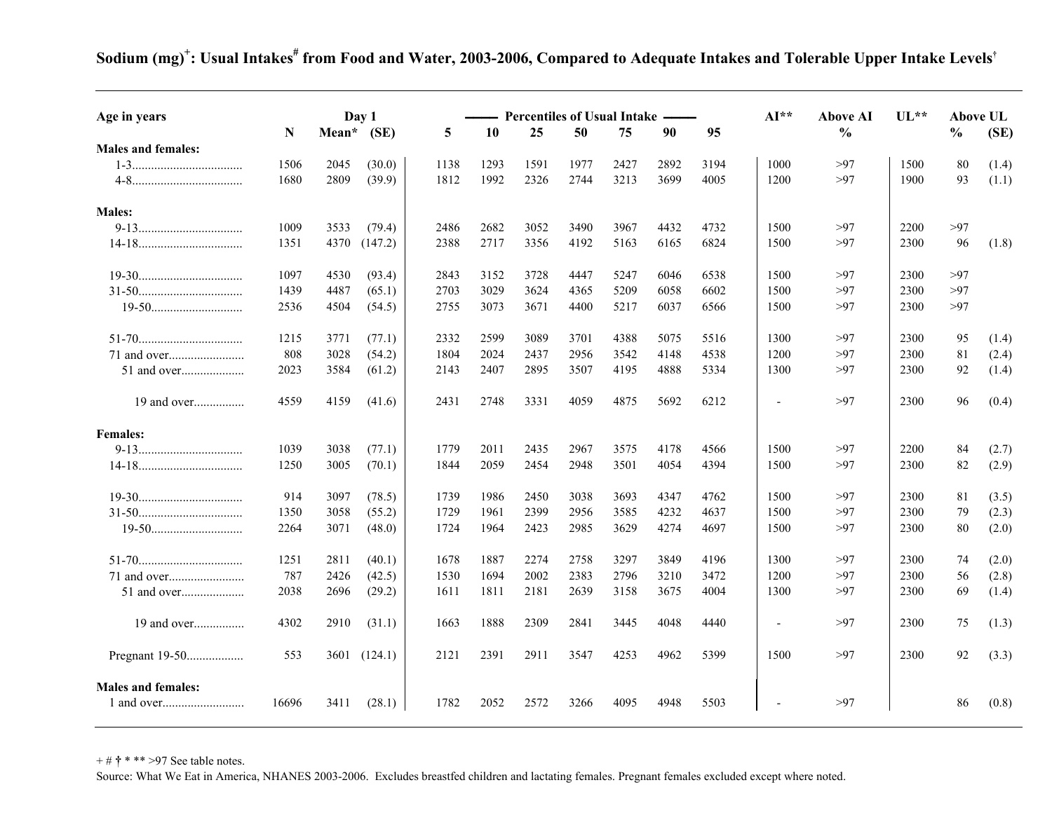## Sodium (mg)[+]: Usual Intakes[#] from Food and Water, 2003-2006, Compared to Adequate Intakes and Tolerable Upper Intake Levels[†]

| Age in years | N | Day 1 Mean* | (SE) | 5 | 10 | 25 | 50 | 75 | 90 | 95 | AI** | Above AI % | UL** | Above UL % | (SE) |
|---|---|---|---|---|---|---|---|---|---|---|---|---|---|---|---|
| | | | | Percentiles of Usual Intake | | | | | | | | | | | |
| **Males and females:** | | | | | | | | | | | | | | | |
| 1-3 | 1506 | 2045 | (30.0) | 1138 | 1293 | 1591 | 1977 | 2427 | 2892 | 3194 | 1000 | >97 | 1500 | 80 | (1.4) |
| 4-8 | 1680 | 2809 | (39.9) | 1812 | 1992 | 2326 | 2744 | 3213 | 3699 | 4005 | 1200 | >97 | 1900 | 93 | (1.1) |
| **Males:** | | | | | | | | | | | | | | | |
| 9-13 | 1009 | 3533 | (79.4) | 2486 | 2682 | 3052 | 3490 | 3967 | 4432 | 4732 | 1500 | >97 | 2200 | >97 | |
| 14-18 | 1351 | 4370 | (147.2) | 2388 | 2717 | 3356 | 4192 | 5163 | 6165 | 6824 | 1500 | >97 | 2300 | 96 | (1.8) |
| 19-30 | 1097 | 4530 | (93.4) | 2843 | 3152 | 3728 | 4447 | 5247 | 6046 | 6538 | 1500 | >97 | 2300 | >97 | |
| 31-50 | 1439 | 4487 | (65.1) | 2703 | 3029 | 3624 | 4365 | 5209 | 6058 | 6602 | 1500 | >97 | 2300 | >97 | |
| 19-50 | 2536 | 4504 | (54.5) | 2755 | 3073 | 3671 | 4400 | 5217 | 6037 | 6566 | 1500 | >97 | 2300 | >97 | |
| 51-70 | 1215 | 3771 | (77.1) | 2332 | 2599 | 3089 | 3701 | 4388 | 5075 | 5516 | 1300 | >97 | 2300 | 95 | (1.4) |
| 71 and over | 808 | 3028 | (54.2) | 1804 | 2024 | 2437 | 2956 | 3542 | 4148 | 4538 | 1200 | >97 | 2300 | 81 | (2.4) |
| 51 and over | 2023 | 3584 | (61.2) | 2143 | 2407 | 2895 | 3507 | 4195 | 4888 | 5334 | 1300 | >97 | 2300 | 92 | (1.4) |
| 19 and over | 4559 | 4159 | (41.6) | 2431 | 2748 | 3331 | 4059 | 4875 | 5692 | 6212 | - | >97 | 2300 | 96 | (0.4) |
| **Females:** | | | | | | | | | | | | | | | |
| 9-13 | 1039 | 3038 | (77.1) | 1779 | 2011 | 2435 | 2967 | 3575 | 4178 | 4566 | 1500 | >97 | 2200 | 84 | (2.7) |
| 14-18 | 1250 | 3005 | (70.1) | 1844 | 2059 | 2454 | 2948 | 3501 | 4054 | 4394 | 1500 | >97 | 2300 | 82 | (2.9) |
| 19-30 | 914 | 3097 | (78.5) | 1739 | 1986 | 2450 | 3038 | 3693 | 4347 | 4762 | 1500 | >97 | 2300 | 81 | (3.5) |
| 31-50 | 1350 | 3058 | (55.2) | 1729 | 1961 | 2399 | 2956 | 3585 | 4232 | 4637 | 1500 | >97 | 2300 | 79 | (2.3) |
| 19-50 | 2264 | 3071 | (48.0) | 1724 | 1964 | 2423 | 2985 | 3629 | 4274 | 4697 | 1500 | >97 | 2300 | 80 | (2.0) |
| 51-70 | 1251 | 2811 | (40.1) | 1678 | 1887 | 2274 | 2758 | 3297 | 3849 | 4196 | 1300 | >97 | 2300 | 74 | (2.0) |
| 71 and over | 787 | 2426 | (42.5) | 1530 | 1694 | 2002 | 2383 | 2796 | 3210 | 3472 | 1200 | >97 | 2300 | 56 | (2.8) |
| 51 and over | 2038 | 2696 | (29.2) | 1611 | 1811 | 2181 | 2639 | 3158 | 3675 | 4004 | 1300 | >97 | 2300 | 69 | (1.4) |
| 19 and over | 4302 | 2910 | (31.1) | 1663 | 1888 | 2309 | 2841 | 3445 | 4048 | 4440 | - | >97 | 2300 | 75 | (1.3) |
| Pregnant 19-50 | 553 | 3601 | (124.1) | 2121 | 2391 | 2911 | 3547 | 4253 | 4962 | 5399 | 1500 | >97 | 2300 | 92 | (3.3) |
| **Males and females:** | | | | | | | | | | | | | | | |
| 1 and over | 16696 | 3411 | (28.1) | 1782 | 2052 | 2572 | 3266 | 4095 | 4948 | 5503 | - | >97 | | 86 | (0.8) |

+ # † * ** >97 See table notes.

Source: What We Eat in America, NHANES 2003-2006. Excludes breastfed children and lactating females. Pregnant females excluded except where noted.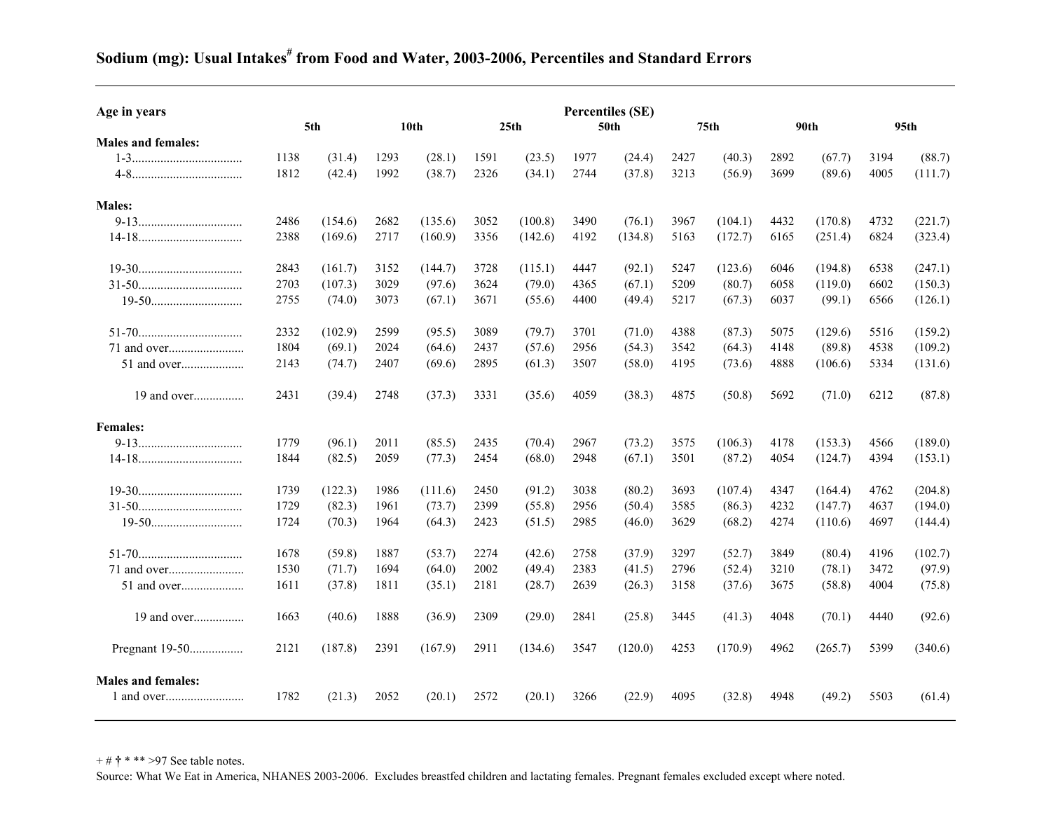## Sodium (mg): Usual Intakes# from Food and Water, 2003-2006, Percentiles and Standard Errors

| Age in years | Percentiles (SE) | | | | | | | | | | | | | |
|---|---|---|---|---|---|---|---|---|---|---|---|---|---|---|
| | 5th | | 10th | | 25th | | 50th | | 75th | | 90th | | 95th | |
| **Males and females:** | | | | | | | | | | | | | | |
| 1-3 | 1138 | (31.4) | 1293 | (28.1) | 1591 | (23.5) | 1977 | (24.4) | 2427 | (40.3) | 2892 | (67.7) | 3194 | (88.7) |
| 4-8 | 1812 | (42.4) | 1992 | (38.7) | 2326 | (34.1) | 2744 | (37.8) | 3213 | (56.9) | 3699 | (89.6) | 4005 | (111.7) |
| **Males:** | | | | | | | | | | | | | | |
| 9-13 | 2486 | (154.6) | 2682 | (135.6) | 3052 | (100.8) | 3490 | (76.1) | 3967 | (104.1) | 4432 | (170.8) | 4732 | (221.7) |
| 14-18 | 2388 | (169.6) | 2717 | (160.9) | 3356 | (142.6) | 4192 | (134.8) | 5163 | (172.7) | 6165 | (251.4) | 6824 | (323.4) |
| 19-30 | 2843 | (161.7) | 3152 | (144.7) | 3728 | (115.1) | 4447 | (92.1) | 5247 | (123.6) | 6046 | (194.8) | 6538 | (247.1) |
| 31-50 | 2703 | (107.3) | 3029 | (97.6) | 3624 | (79.0) | 4365 | (67.1) | 5209 | (80.7) | 6058 | (119.0) | 6602 | (150.3) |
| 19-50 | 2755 | (74.0) | 3073 | (67.1) | 3671 | (55.6) | 4400 | (49.4) | 5217 | (67.3) | 6037 | (99.1) | 6566 | (126.1) |
| 51-70 | 2332 | (102.9) | 2599 | (95.5) | 3089 | (79.7) | 3701 | (71.0) | 4388 | (87.3) | 5075 | (129.6) | 5516 | (159.2) |
| 71 and over | 1804 | (69.1) | 2024 | (64.6) | 2437 | (57.6) | 2956 | (54.3) | 3542 | (64.3) | 4148 | (89.8) | 4538 | (109.2) |
| 51 and over | 2143 | (74.7) | 2407 | (69.6) | 2895 | (61.3) | 3507 | (58.0) | 4195 | (73.6) | 4888 | (106.6) | 5334 | (131.6) |
| 19 and over | 2431 | (39.4) | 2748 | (37.3) | 3331 | (35.6) | 4059 | (38.3) | 4875 | (50.8) | 5692 | (71.0) | 6212 | (87.8) |
| **Females:** | | | | | | | | | | | | | | |
| 9-13 | 1779 | (96.1) | 2011 | (85.5) | 2435 | (70.4) | 2967 | (73.2) | 3575 | (106.3) | 4178 | (153.3) | 4566 | (189.0) |
| 14-18 | 1844 | (82.5) | 2059 | (77.3) | 2454 | (68.0) | 2948 | (67.1) | 3501 | (87.2) | 4054 | (124.7) | 4394 | (153.1) |
| 19-30 | 1739 | (122.3) | 1986 | (111.6) | 2450 | (91.2) | 3038 | (80.2) | 3693 | (107.4) | 4347 | (164.4) | 4762 | (204.8) |
| 31-50 | 1729 | (82.3) | 1961 | (73.7) | 2399 | (55.8) | 2956 | (50.4) | 3585 | (86.3) | 4232 | (147.7) | 4637 | (194.0) |
| 19-50 | 1724 | (70.3) | 1964 | (64.3) | 2423 | (51.5) | 2985 | (46.0) | 3629 | (68.2) | 4274 | (110.6) | 4697 | (144.4) |
| 51-70 | 1678 | (59.8) | 1887 | (53.7) | 2274 | (42.6) | 2758 | (37.9) | 3297 | (52.7) | 3849 | (80.4) | 4196 | (102.7) |
| 71 and over | 1530 | (71.7) | 1694 | (64.0) | 2002 | (49.4) | 2383 | (41.5) | 2796 | (52.4) | 3210 | (78.1) | 3472 | (97.9) |
| 51 and over | 1611 | (37.8) | 1811 | (35.1) | 2181 | (28.7) | 2639 | (26.3) | 3158 | (37.6) | 3675 | (58.8) | 4004 | (75.8) |
| 19 and over | 1663 | (40.6) | 1888 | (36.9) | 2309 | (29.0) | 2841 | (25.8) | 3445 | (41.3) | 4048 | (70.1) | 4440 | (92.6) |
| Pregnant 19-50 | 2121 | (187.8) | 2391 | (167.9) | 2911 | (134.6) | 3547 | (120.0) | 4253 | (170.9) | 4962 | (265.7) | 5399 | (340.6) |
| **Males and females:** | | | | | | | | | | | | | | |
| 1 and over | 1782 | (21.3) | 2052 | (20.1) | 2572 | (20.1) | 3266 | (22.9) | 4095 | (32.8) | 4948 | (49.2) | 5503 | (61.4) |

+ # † * ** >97 See table notes.

Source: What We Eat in America, NHANES 2003-2006. Excludes breastfed children and lactating females. Pregnant females excluded except where noted.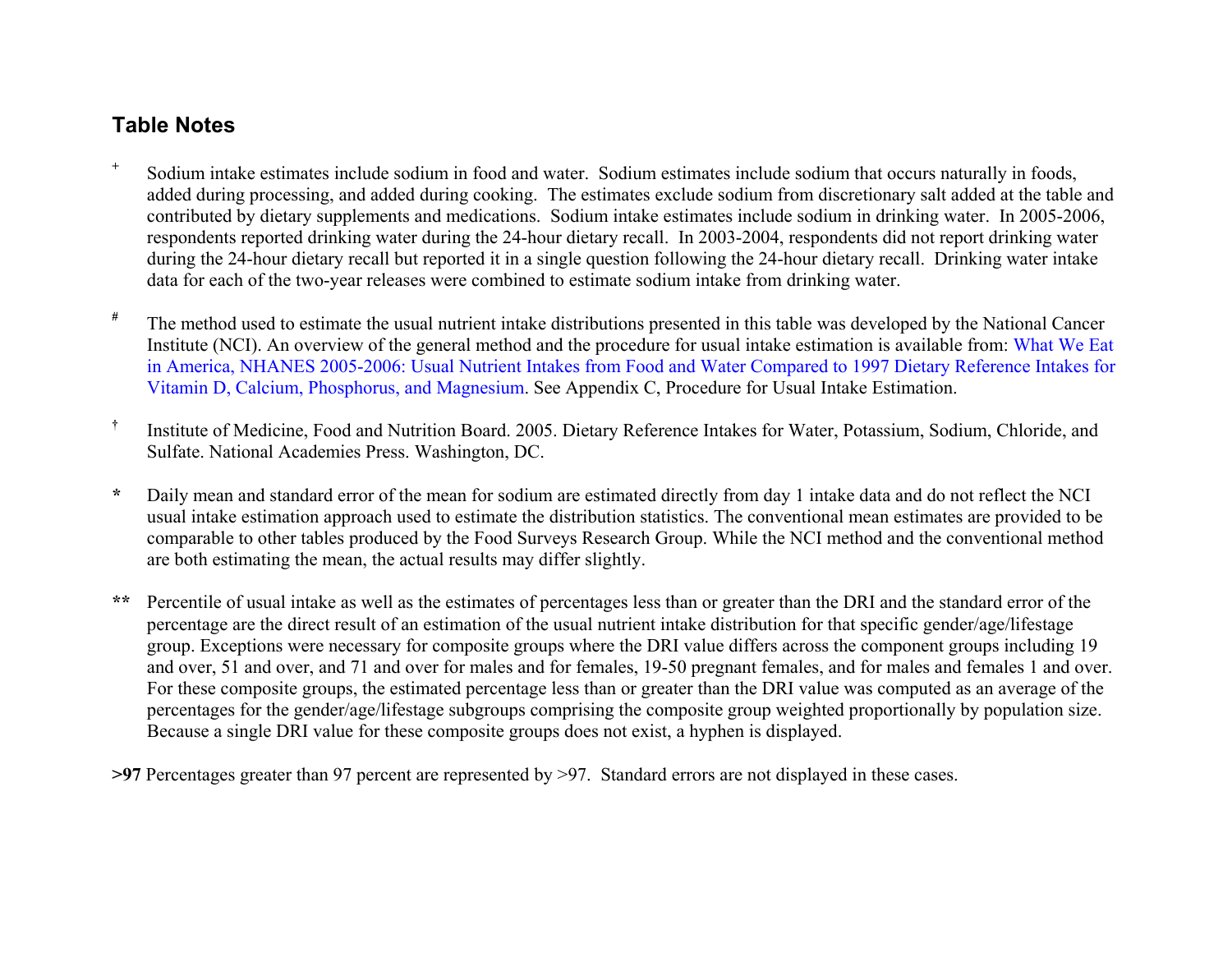## Table Notes

+ Sodium intake estimates include sodium in food and water. Sodium estimates include sodium that occurs naturally in foods, added during processing, and added during cooking. The estimates exclude sodium from discretionary salt added at the table and contributed by dietary supplements and medications. Sodium intake estimates include sodium in drinking water. In 2005-2006, respondents reported drinking water during the 24-hour dietary recall. In 2003-2004, respondents did not report drinking water during the 24-hour dietary recall but reported it in a single question following the 24-hour dietary recall. Drinking water intake data for each of the two-year releases were combined to estimate sodium intake from drinking water.

# The method used to estimate the usual nutrient intake distributions presented in this table was developed by the National Cancer Institute (NCI). An overview of the general method and the procedure for usual intake estimation is available from: What We Eat in America, NHANES 2005-2006: Usual Nutrient Intakes from Food and Water Compared to 1997 Dietary Reference Intakes for Vitamin D, Calcium, Phosphorus, and Magnesium. See Appendix C, Procedure for Usual Intake Estimation.

† Institute of Medicine, Food and Nutrition Board. 2005. Dietary Reference Intakes for Water, Potassium, Sodium, Chloride, and Sulfate. National Academies Press. Washington, DC.

**\*** Daily mean and standard error of the mean for sodium are estimated directly from day 1 intake data and do not reflect the NCI usual intake estimation approach used to estimate the distribution statistics. The conventional mean estimates are provided to be comparable to other tables produced by the Food Surveys Research Group. While the NCI method and the conventional method are both estimating the mean, the actual results may differ slightly.

**\*\*** Percentile of usual intake as well as the estimates of percentages less than or greater than the DRI and the standard error of the percentage are the direct result of an estimation of the usual nutrient intake distribution for that specific gender/age/lifestage group. Exceptions were necessary for composite groups where the DRI value differs across the component groups including 19 and over, 51 and over, and 71 and over for males and for females, 19-50 pregnant females, and for males and females 1 and over. For these composite groups, the estimated percentage less than or greater than the DRI value was computed as an average of the percentages for the gender/age/lifestage subgroups comprising the composite group weighted proportionally by population size. Because a single DRI value for these composite groups does not exist, a hyphen is displayed.

**>97** Percentages greater than 97 percent are represented by >97. Standard errors are not displayed in these cases.